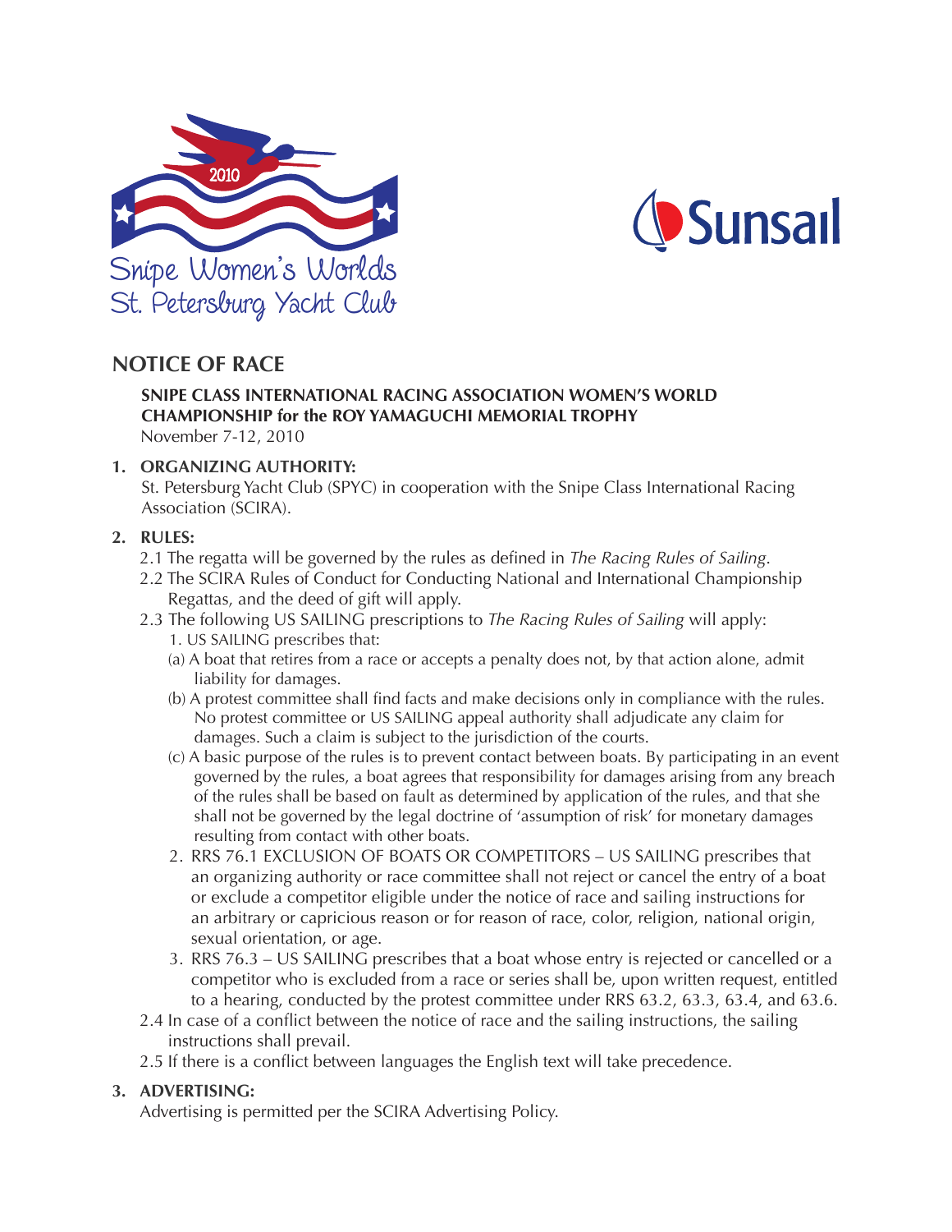Snipe Women's Worlds
St. Petersburg Yacht Club

2010

Sunsail

# NOTICE OF RACE

**SNIPE CLASS INTERNATIONAL RACING ASSOCIATION WOMEN'S WORLD CHAMPIONSHIP for the ROY YAMAGUCHI MEMORIAL TROPHY**
November 7-12, 2010

## 1. ORGANIZING AUTHORITY:

St. Petersburg Yacht Club (SPYC) in cooperation with the Snipe Class International Racing Association (SCIRA).

## 2. RULES:

2.1 The regatta will be governed by the rules as defined in *The Racing Rules of Sailing*.

2.2 The SCIRA Rules of Conduct for Conducting National and International Championship Regattas, and the deed of gift will apply.

2.3 The following US SAILING prescriptions to *The Racing Rules of Sailing* will apply:

1. US SAILING prescribes that:

   (a) A boat that retires from a race or accepts a penalty does not, by that action alone, admit liability for damages.

   (b) A protest committee shall find facts and make decisions only in compliance with the rules. No protest committee or US SAILING appeal authority shall adjudicate any claim for damages. Such a claim is subject to the jurisdiction of the courts.

   (c) A basic purpose of the rules is to prevent contact between boats. By participating in an event governed by the rules, a boat agrees that responsibility for damages arising from any breach of the rules shall be based on fault as determined by application of the rules, and that she shall not be governed by the legal doctrine of 'assumption of risk' for monetary damages resulting from contact with other boats.

2. RRS 76.1 EXCLUSION OF BOATS OR COMPETITORS – US SAILING prescribes that an organizing authority or race committee shall not reject or cancel the entry of a boat or exclude a competitor eligible under the notice of race and sailing instructions for an arbitrary or capricious reason or for reason of race, color, religion, national origin, sexual orientation, or age.

3. RRS 76.3 – US SAILING prescribes that a boat whose entry is rejected or cancelled or a competitor who is excluded from a race or series shall be, upon written request, entitled to a hearing, conducted by the protest committee under RRS 63.2, 63.3, 63.4, and 63.6.

2.4 In case of a conflict between the notice of race and the sailing instructions, the sailing instructions shall prevail.

2.5 If there is a conflict between languages the English text will take precedence.

## 3. ADVERTISING:

Advertising is permitted per the SCIRA Advertising Policy.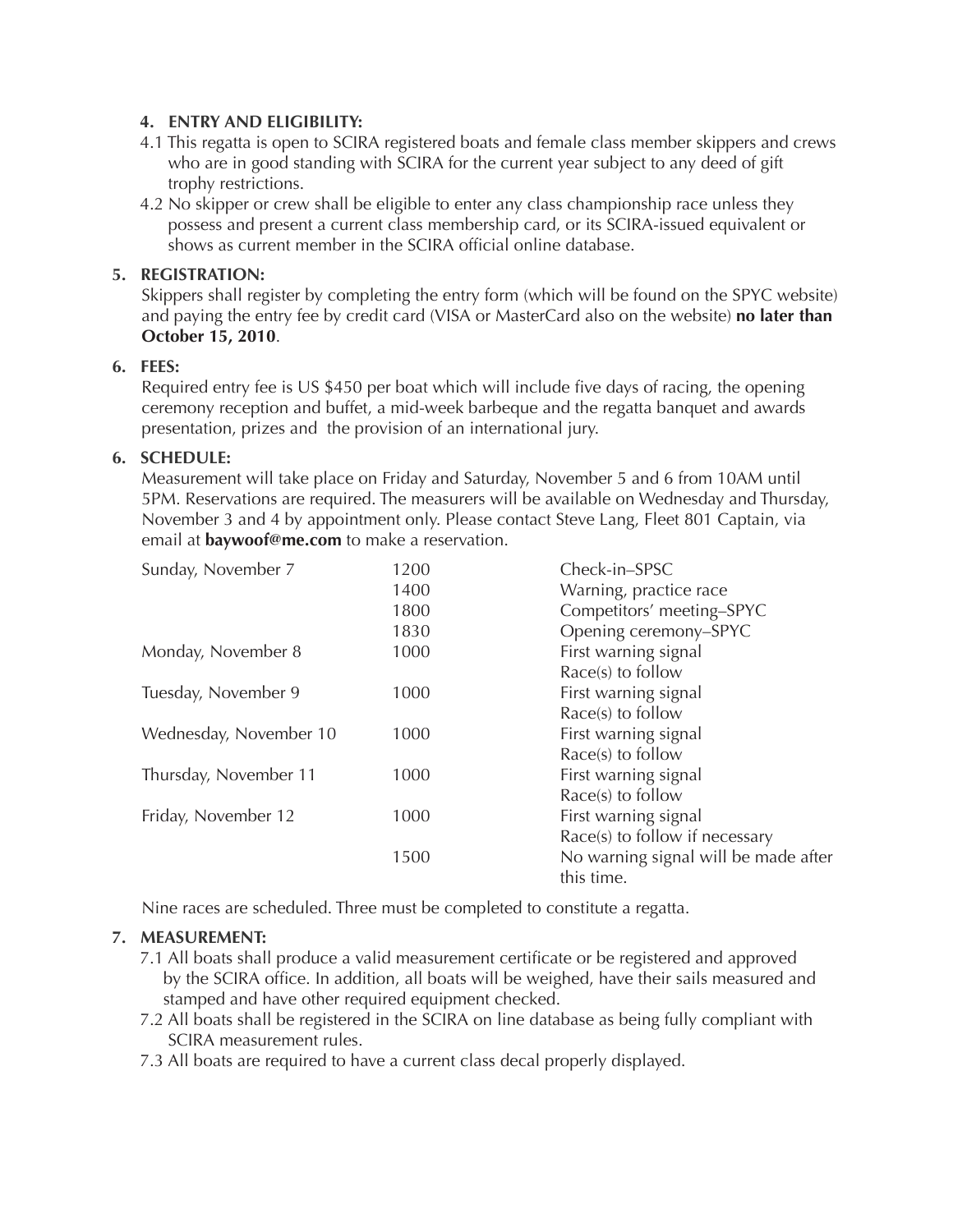## 4. ENTRY AND ELIGIBILITY:

4.1 This regatta is open to SCIRA registered boats and female class member skippers and crews who are in good standing with SCIRA for the current year subject to any deed of gift trophy restrictions.

4.2 No skipper or crew shall be eligible to enter any class championship race unless they possess and present a current class membership card, or its SCIRA-issued equivalent or shows as current member in the SCIRA official online database.

## 5. REGISTRATION:

Skippers shall register by completing the entry form (which will be found on the SPYC website) and paying the entry fee by credit card (VISA or MasterCard also on the website) **no later than October 15, 2010**.

## 6. FEES:

Required entry fee is US $450 per boat which will include five days of racing, the opening ceremony reception and buffet, a mid-week barbeque and the regatta banquet and awards presentation, prizes and the provision of an international jury.

## 6. SCHEDULE:

Measurement will take place on Friday and Saturday, November 5 and 6 from 10AM until 5PM. Reservations are required. The measurers will be available on Wednesday and Thursday, November 3 and 4 by appointment only. Please contact Steve Lang, Fleet 801 Captain, via email at **baywoof@me.com** to make a reservation.

| | | |
|---|---|---|
| Sunday, November 7 | 1200 | Check-in–SPSC |
| | 1400 | Warning, practice race |
| | 1800 | Competitors' meeting–SPYC |
| | 1830 | Opening ceremony–SPYC |
| Monday, November 8 | 1000 | First warning signal<br>Race(s) to follow |
| Tuesday, November 9 | 1000 | First warning signal<br>Race(s) to follow |
| Wednesday, November 10 | 1000 | First warning signal<br>Race(s) to follow |
| Thursday, November 11 | 1000 | First warning signal<br>Race(s) to follow |
| Friday, November 12 | 1000 | First warning signal<br>Race(s) to follow if necessary |
| | 1500 | No warning signal will be made after this time. |

Nine races are scheduled. Three must be completed to constitute a regatta.

## 7. MEASUREMENT:

7.1 All boats shall produce a valid measurement certificate or be registered and approved by the SCIRA office. In addition, all boats will be weighed, have their sails measured and stamped and have other required equipment checked.

7.2 All boats shall be registered in the SCIRA on line database as being fully compliant with SCIRA measurement rules.

7.3 All boats are required to have a current class decal properly displayed.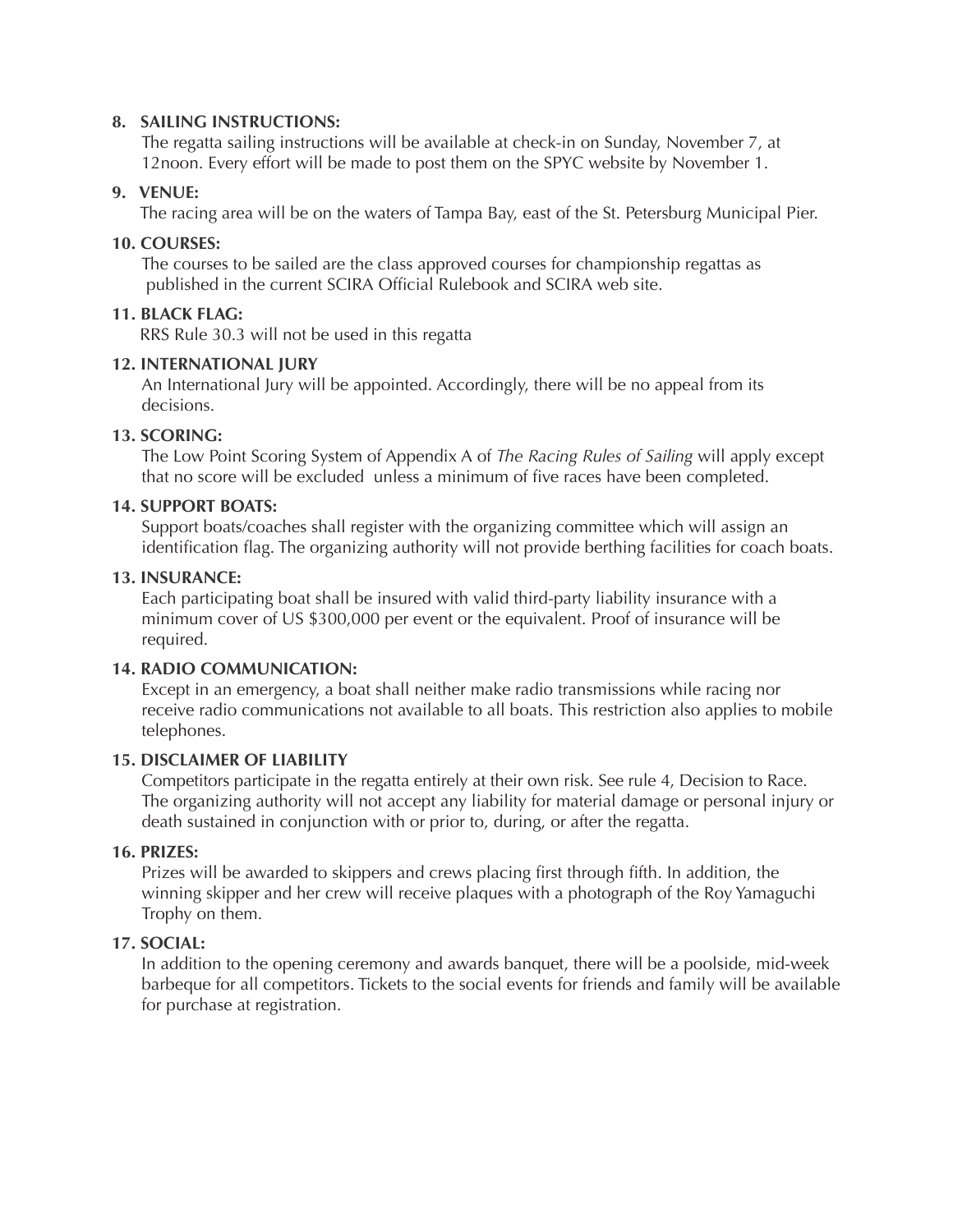**8. SAILING INSTRUCTIONS:**

The regatta sailing instructions will be available at check-in on Sunday, November 7, at 12noon. Every effort will be made to post them on the SPYC website by November 1.

**9. VENUE:**

The racing area will be on the waters of Tampa Bay, east of the St. Petersburg Municipal Pier.

**10. COURSES:**

The courses to be sailed are the class approved courses for championship regattas as published in the current SCIRA Official Rulebook and SCIRA web site.

**11. BLACK FLAG:**

RRS Rule 30.3 will not be used in this regatta

**12. INTERNATIONAL JURY**

An International Jury will be appointed. Accordingly, there will be no appeal from its decisions.

**13. SCORING:**

The Low Point Scoring System of Appendix A of *The Racing Rules of Sailing* will apply except that no score will be excluded unless a minimum of five races have been completed.

**14. SUPPORT BOATS:**

Support boats/coaches shall register with the organizing committee which will assign an identification flag. The organizing authority will not provide berthing facilities for coach boats.

**13. INSURANCE:**

Each participating boat shall be insured with valid third-party liability insurance with a minimum cover of US $300,000 per event or the equivalent. Proof of insurance will be required.

**14. RADIO COMMUNICATION:**

Except in an emergency, a boat shall neither make radio transmissions while racing nor receive radio communications not available to all boats. This restriction also applies to mobile telephones.

**15. DISCLAIMER OF LIABILITY**

Competitors participate in the regatta entirely at their own risk. See rule 4, Decision to Race. The organizing authority will not accept any liability for material damage or personal injury or death sustained in conjunction with or prior to, during, or after the regatta.

**16. PRIZES:**

Prizes will be awarded to skippers and crews placing first through fifth. In addition, the winning skipper and her crew will receive plaques with a photograph of the Roy Yamaguchi Trophy on them.

**17. SOCIAL:**

In addition to the opening ceremony and awards banquet, there will be a poolside, mid-week barbeque for all competitors. Tickets to the social events for friends and family will be available for purchase at registration.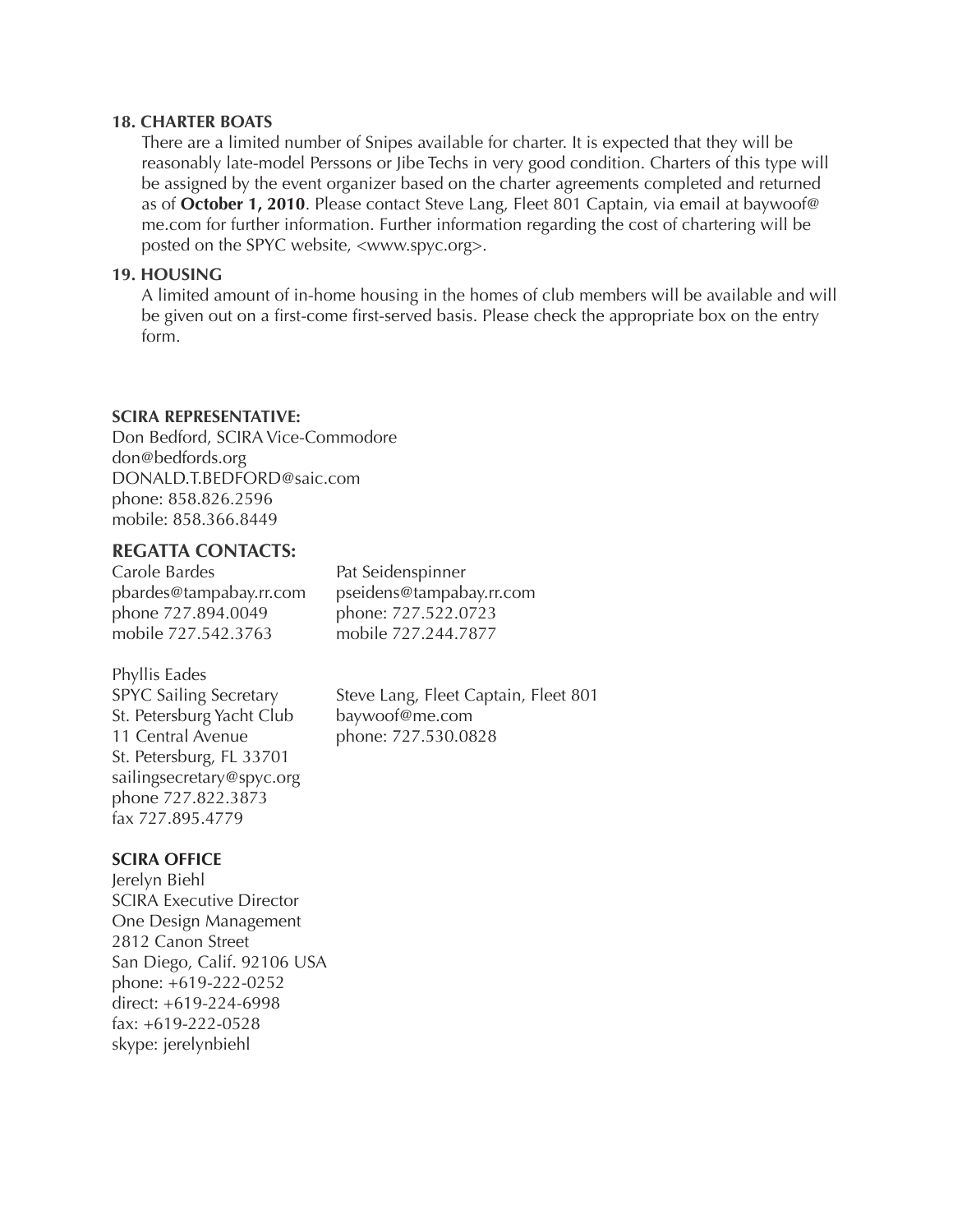**18. CHARTER BOATS**

There are a limited number of Snipes available for charter. It is expected that they will be reasonably late-model Perssons or Jibe Techs in very good condition. Charters of this type will be assigned by the event organizer based on the charter agreements completed and returned as of **October 1, 2010**. Please contact Steve Lang, Fleet 801 Captain, via email at baywoof@me.com for further information. Further information regarding the cost of chartering will be posted on the SPYC website, <www.spyc.org>.

**19. HOUSING**

A limited amount of in-home housing in the homes of club members will be available and will be given out on a first-come first-served basis. Please check the appropriate box on the entry form.

**SCIRA REPRESENTATIVE:**

Don Bedford, SCIRA Vice-Commodore
don@bedfords.org
DONALD.T.BEDFORD@saic.com
phone: 858.826.2596
mobile: 858.366.8449

**REGATTA CONTACTS:**

Carole Bardes
pbardes@tampabay.rr.com
phone 727.894.0049
mobile 727.542.3763

Pat Seidenspinner
pseidens@tampabay.rr.com
phone: 727.522.0723
mobile 727.244.7877

Phyllis Eades
SPYC Sailing Secretary
St. Petersburg Yacht Club
11 Central Avenue
St. Petersburg, FL 33701
sailingsecretary@spyc.org
phone 727.822.3873
fax 727.895.4779

Steve Lang, Fleet Captain, Fleet 801
baywoof@me.com
phone: 727.530.0828

**SCIRA OFFICE**

Jerelyn Biehl
SCIRA Executive Director
One Design Management
2812 Canon Street
San Diego, Calif. 92106 USA
phone: +619-222-0252
direct: +619-224-6998
fax: +619-222-0528
skype: jerelynbiehl